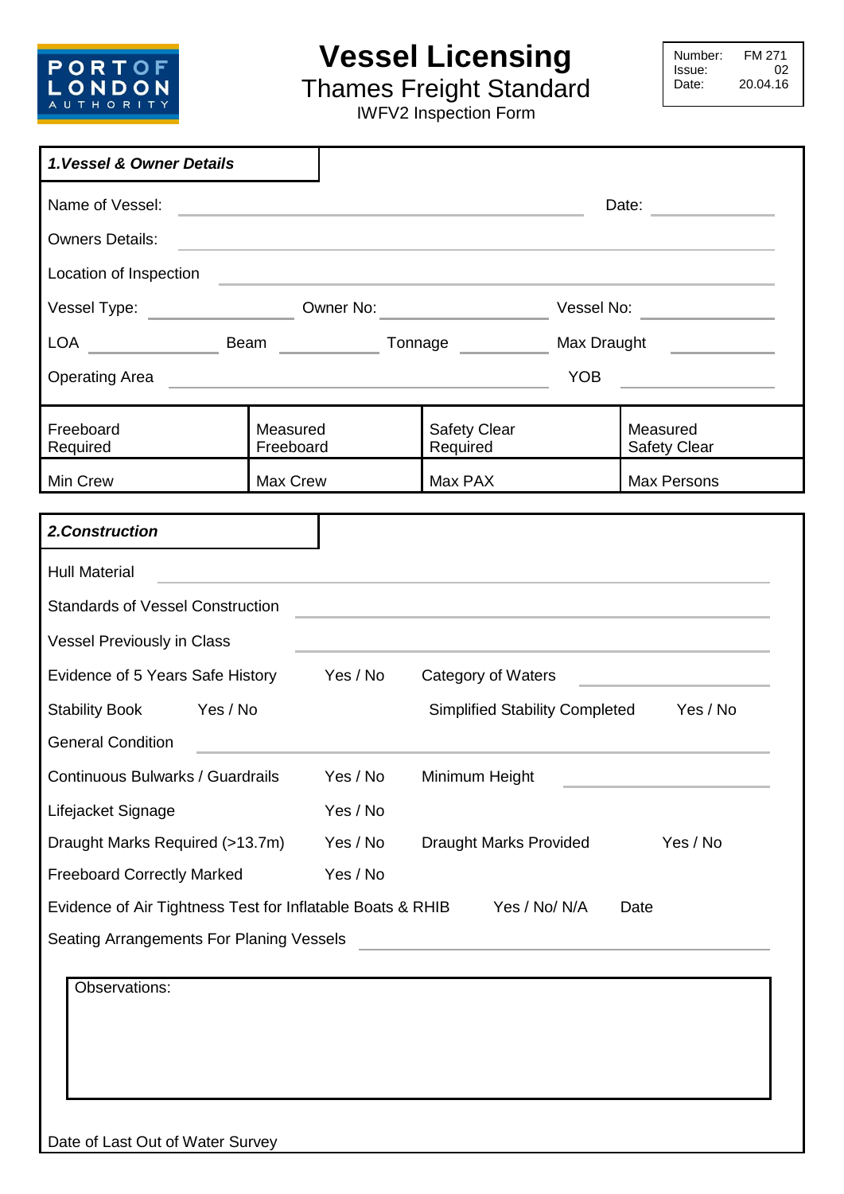PORT OF LONDON AUTHORITY

# Vessel Licensing

## Thames Freight Standard

IWFV2 Inspection Form

| Number: | FM 271 |
|---|---|
| Issue: | 02 |
| Date: | 20.04.16 |

### 1. Vessel & Owner Details

Name of Vessel: ______________________ Date: __________

Owners Details: ______________________

Location of Inspection ______________________

Vessel Type: __________ Owner No: __________ Vessel No: __________

LOA __________ Beam __________ Tonnage __________ Max Draught __________

Operating Area ______________________ YOB __________

| Freeboard Required | Measured Freeboard | Safety Clear Required | Measured Safety Clear |
|---|---|---|---|
| Min Crew | Max Crew | Max PAX | Max Persons |

### 2. Construction

Hull Material ______________________

Standards of Vessel Construction ______________________

Vessel Previously in Class ______________________

Evidence of 5 Years Safe History Yes / No Category of Waters __________

Stability Book Yes / No Simplified Stability Completed Yes / No

General Condition ______________________

Continuous Bulwarks / Guardrails Yes / No Minimum Height __________

Lifejacket Signage Yes / No

Draught Marks Required (>13.7m) Yes / No Draught Marks Provided Yes / No

Freeboard Correctly Marked Yes / No

Evidence of Air Tightness Test for Inflatable Boats & RHIB Yes / No/ N/A Date

Seating Arrangements For Planing Vessels ______________________

Observations:

Date of Last Out of Water Survey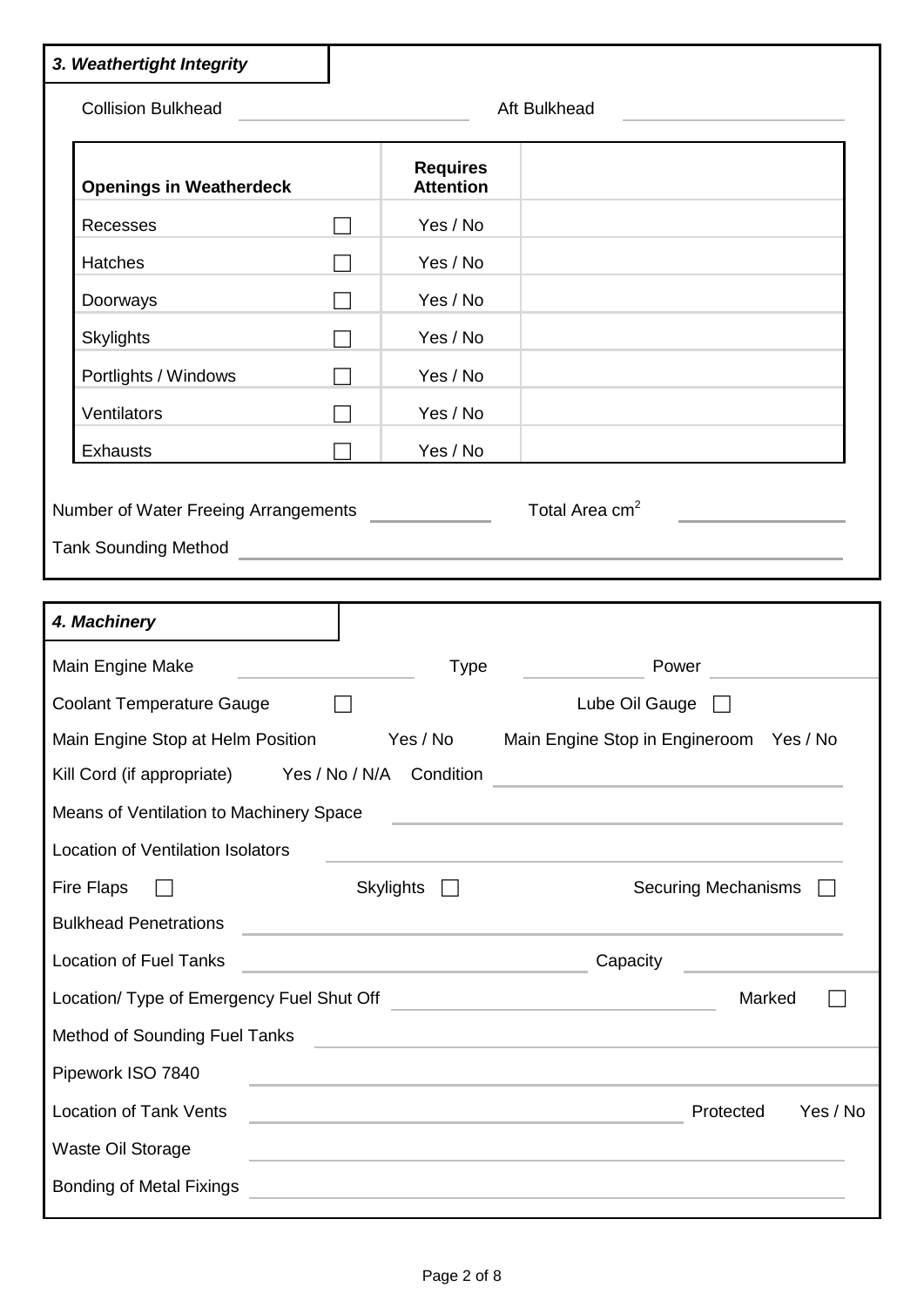### *3. Weathertight Integrity*

Collision Bulkhead ____________________ Aft Bulkhead ____________________

| Openings in Weatherdeck | | Requires Attention | |
|---|---|---|---|
| Recesses | ☐ | Yes / No | |
| Hatches | ☐ | Yes / No | |
| Doorways | ☐ | Yes / No | |
| Skylights | ☐ | Yes / No | |
| Portlights / Windows | ☐ | Yes / No | |
| Ventilators | ☐ | Yes / No | |
| Exhausts | ☐ | Yes / No | |

Number of Water Freeing Arrangements ____________ Total Area $cm^2$ ____________

Tank Sounding Method ________________________________________

### *4. Machinery*

Main Engine Make ____________ Type ____________ Power ____________

Coolant Temperature Gauge ☐ Lube Oil Gauge ☐

Main Engine Stop at Helm Position Yes / No Main Engine Stop in Engineroom Yes / No

Kill Cord (if appropriate) Yes / No / N/A Condition ____________________

Means of Ventilation to Machinery Space ____________________

Location of Ventilation Isolators ____________________

Fire Flaps ☐ Skylights ☐ Securing Mechanisms ☐

Bulkhead Penetrations ____________________

Location of Fuel Tanks ____________________ Capacity ____________

Location/ Type of Emergency Fuel Shut Off ____________________ Marked ☐

Method of Sounding Fuel Tanks ____________________

Pipework ISO 7840 ____________________

Location of Tank Vents ____________________ Protected Yes / No

Waste Oil Storage ____________________

Bonding of Metal Fixings ____________________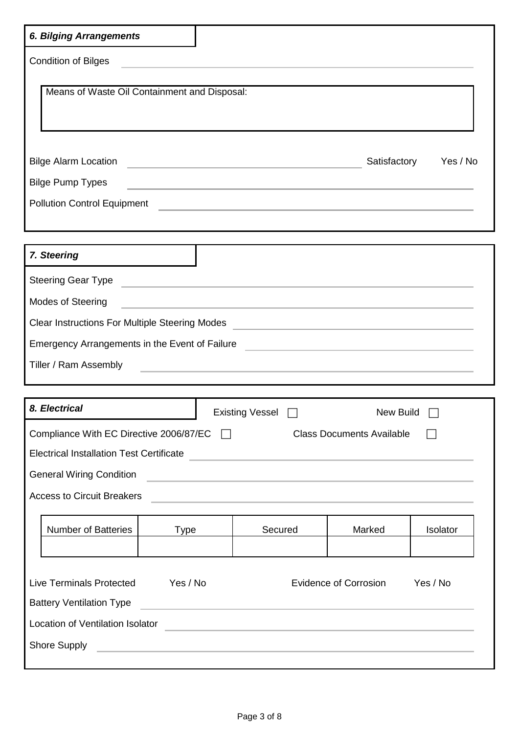### *6. Bilging Arrangements*

Condition of Bilges ______________________________

| Means of Waste Oil Containment and Disposal: |
|---|
| |

Bilge Alarm Location ______________________________ Satisfactory Yes / No

Bilge Pump Types ______________________________

Pollution Control Equipment ______________________________

### *7. Steering*

Steering Gear Type ______________________________

Modes of Steering ______________________________

Clear Instructions For Multiple Steering Modes ______________________________

Emergency Arrangements in the Event of Failure ______________________________

Tiller / Ram Assembly ______________________________

### *8. Electrical*

Existing Vessel ☐ New Build ☐

Compliance With EC Directive 2006/87/EC ☐ Class Documents Available ☐

Electrical Installation Test Certificate ______________________________

General Wiring Condition ______________________________

Access to Circuit Breakers ______________________________

| Number of Batteries | Type | Secured | Marked | Isolator |
|---|---|---|---|---|
| | | | | |

Live Terminals Protected Yes / No Evidence of Corrosion Yes / No

Battery Ventilation Type ______________________________

Location of Ventilation Isolator ______________________________

Shore Supply ______________________________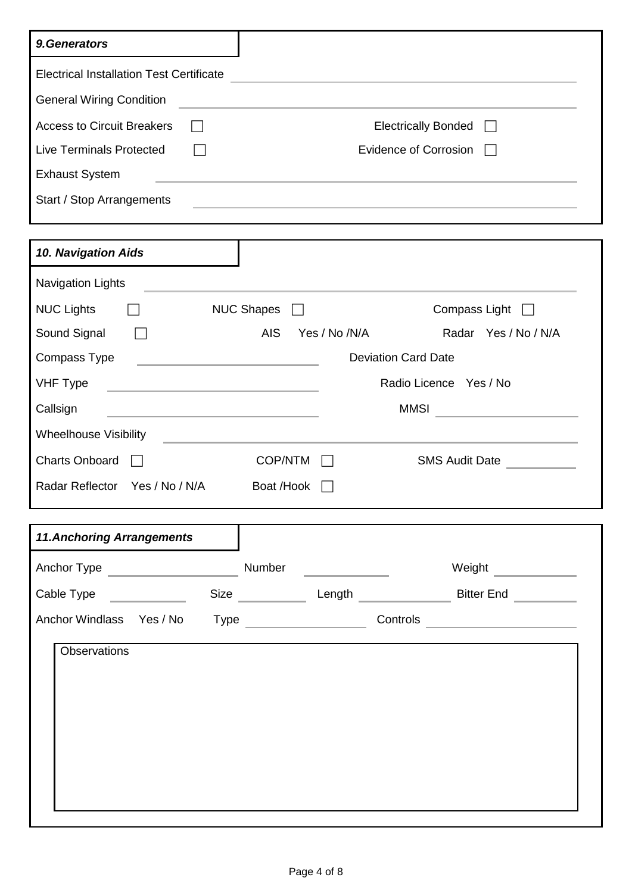### 9.Generators

Electrical Installation Test Certificate ______________________

General Wiring Condition ______________________

Access to Circuit Breakers ☐ Electrically Bonded ☐

Live Terminals Protected ☐ Evidence of Corrosion ☐

Exhaust System ______________________

Start / Stop Arrangements ______________________

### 10. Navigation Aids

Navigation Lights ______________________

NUC Lights ☐ NUC Shapes ☐ Compass Light ☐

Sound Signal ☐ AIS Yes / No /N/A Radar Yes / No / N/A

Compass Type ______________________ Deviation Card Date

VHF Type ______________________ Radio Licence Yes / No

Callsign ______________________ MMSI ______________________

Wheelhouse Visibility ______________________

Charts Onboard ☐ COP/NTM ☐ SMS Audit Date __________

Radar Reflector Yes / No / N/A Boat /Hook ☐

### 11.Anchoring Arrangements

Anchor Type ______________________ Number __________ Weight __________

Cable Type __________ Size __________ Length __________ Bitter End __________

Anchor Windlass Yes / No Type ______________________ Controls ______________________

Observations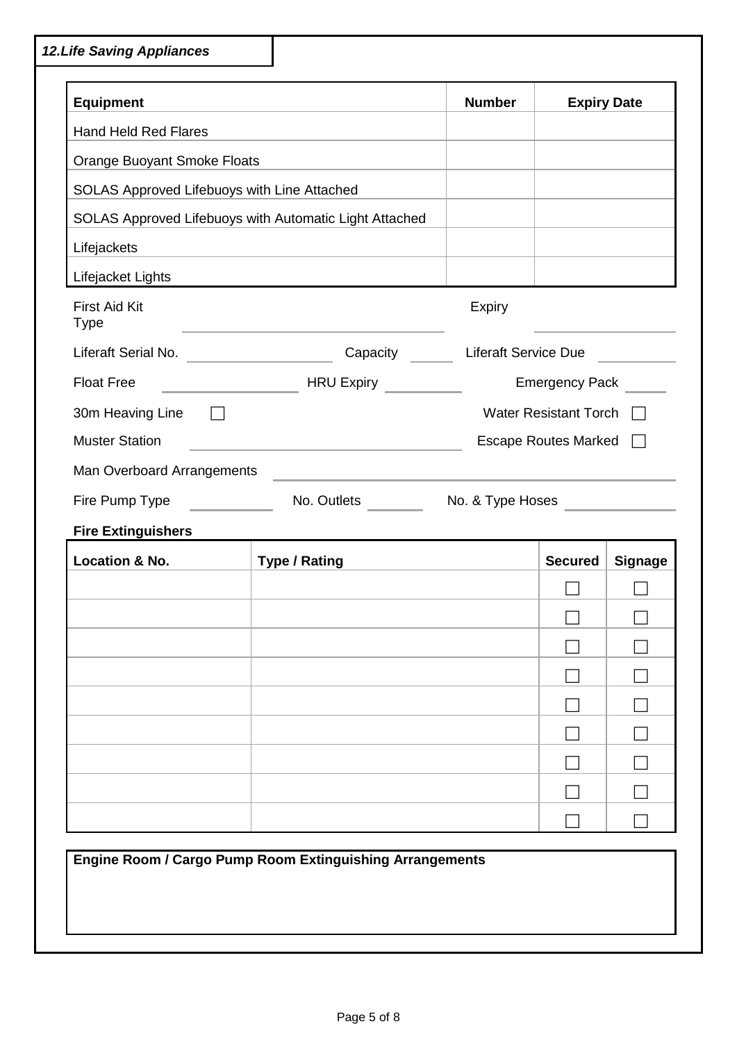## *12.Life Saving Appliances*

| Equipment | Number | Expiry Date |
|---|---|---|
| Hand Held Red Flares | | |
| Orange Buoyant Smoke Floats | | |
| SOLAS Approved Lifebuoys with Line Attached | | |
| SOLAS Approved Lifebuoys with Automatic Light Attached | | |
| Lifejackets | | |
| Lifejacket Lights | | |

First Aid Kit Type ____________________ Expiry ____________

Liferaft Serial No. ____________ Capacity ______ Liferaft Service Due ________

Float Free ____________ HRU Expiry ________ Emergency Pack _____

30m Heaving Line ☐ Water Resistant Torch ☐

Muster Station ____________________ Escape Routes Marked ☐

Man Overboard Arrangements ____________________

Fire Pump Type ________ No. Outlets ______ No. & Type Hoses ________

**Fire Extinguishers**

| Location & No. | Type / Rating | Secured | Signage |
|---|---|---|---|
| | | ☐ | ☐ |
| | | ☐ | ☐ |
| | | ☐ | ☐ |
| | | ☐ | ☐ |
| | | ☐ | ☐ |
| | | ☐ | ☐ |
| | | ☐ | ☐ |
| | | ☐ | ☐ |
| | | ☐ | ☐ |

**Engine Room / Cargo Pump Room Extinguishing Arrangements**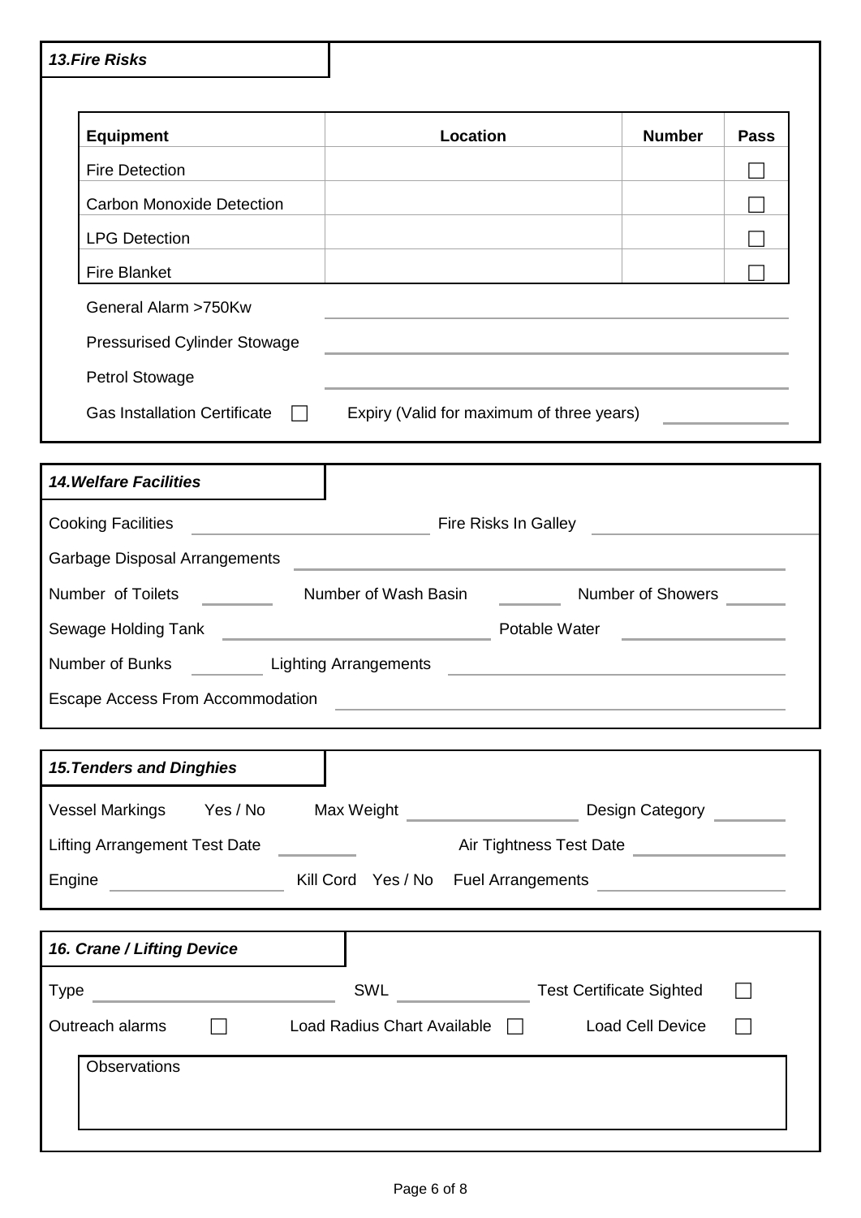### *13.Fire Risks*

| Equipment | Location | Number | Pass |
|---|---|---|---|
| Fire Detection | | | ☐ |
| Carbon Monoxide Detection | | | ☐ |
| LPG Detection | | | ☐ |
| Fire Blanket | | | ☐ |

General Alarm >750Kw ______________________

Pressurised Cylinder Stowage ______________________

Petrol Stowage ______________________

Gas Installation Certificate ☐ Expiry (Valid for maximum of three years) __________

### *14.Welfare Facilities*

Cooking Facilities ______________ Fire Risks In Galley ______________

Garbage Disposal Arrangements ______________________

Number of Toilets ______ Number of Wash Basin ______ Number of Showers ______

Sewage Holding Tank ______________ Potable Water ______________

Number of Bunks ______ Lighting Arrangements ______________

Escape Access From Accommodation ______________________

### *15.Tenders and Dinghies*

Vessel Markings Yes / No Max Weight ______________ Design Category ______

Lifting Arrangement Test Date ______ Air Tightness Test Date ______________

Engine ______________ Kill Cord Yes / No Fuel Arrangements ______________

### *16. Crane / Lifting Device*

Type ______________ SWL ______________ Test Certificate Sighted ☐

Outreach alarms ☐ Load Radius Chart Available ☐ Load Cell Device ☐

| Observations |
|---|
| |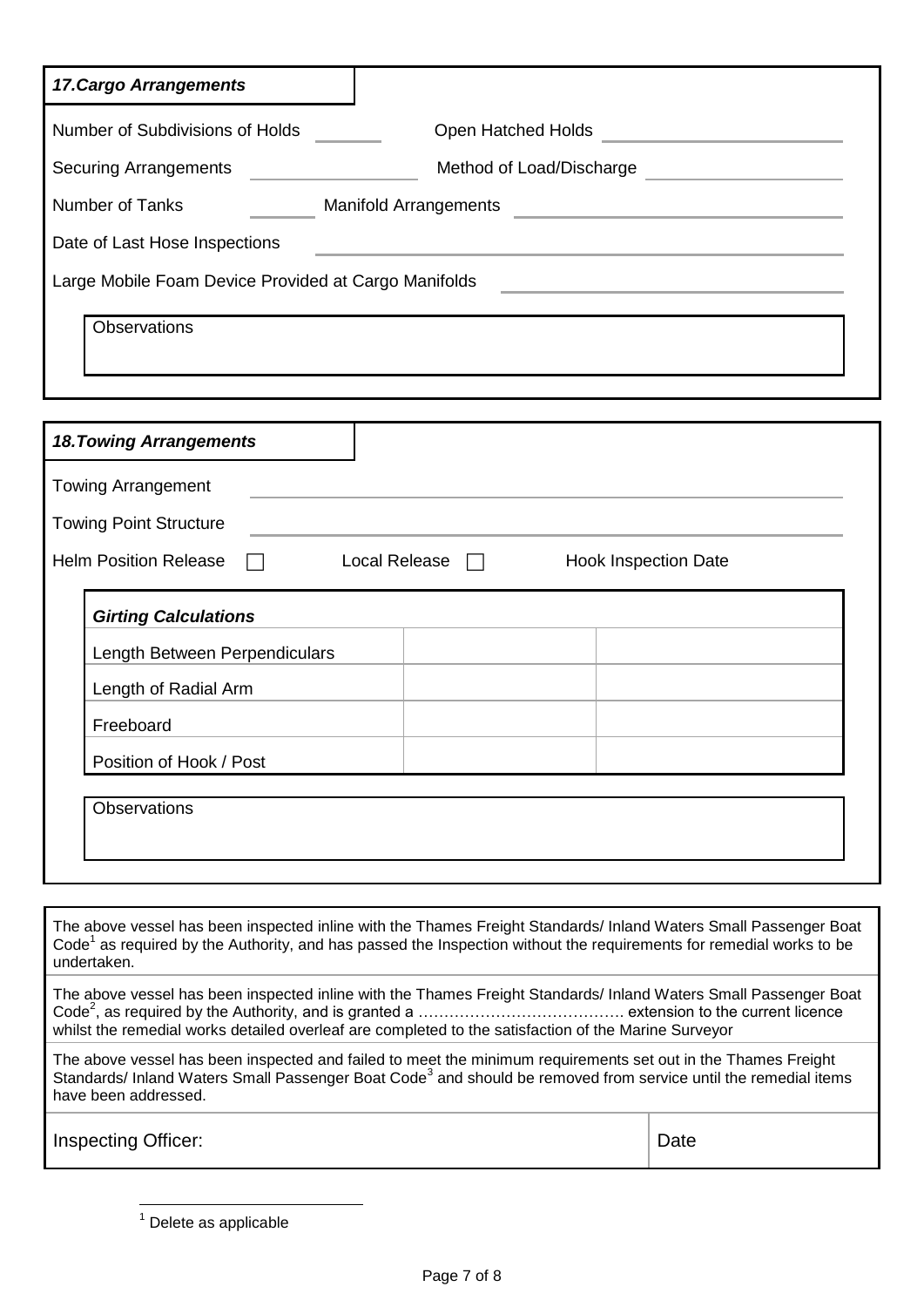### *17.Cargo Arrangements*

Number of Subdivisions of Holds ______ Open Hatched Holds ______

Securing Arrangements ______ Method of Load/Discharge ______

Number of Tanks ______ Manifold Arrangements ______

Date of Last Hose Inspections ______

Large Mobile Foam Device Provided at Cargo Manifolds ______

| Observations |
|---|
| |

### *18.Towing Arrangements*

Towing Arrangement ______

Towing Point Structure ______

Helm Position Release ☐ Local Release ☐ Hook Inspection Date

| *Girting Calculations* | | |
|---|---|---|
| Length Between Perpendiculars | | |
| Length of Radial Arm | | |
| Freeboard | | |
| Position of Hook / Post | | |

| Observations |
|---|
| |

| | |
|---|---|
| The above vessel has been inspected inline with the Thames Freight Standards/ Inland Waters Small Passenger Boat Code[1] as required by the Authority, and has passed the Inspection without the requirements for remedial works to be undertaken. | |
| The above vessel has been inspected inline with the Thames Freight Standards/ Inland Waters Small Passenger Boat Code[2], as required by the Authority, and is granted a …………………………………. extension to the current licence whilst the remedial works detailed overleaf are completed to the satisfaction of the Marine Surveyor | |
| The above vessel has been inspected and failed to meet the minimum requirements set out in the Thames Freight Standards/ Inland Waters Small Passenger Boat Code[3] and should be removed from service until the remedial items have been addressed. | |
| Inspecting Officer: | Date |

[1] Delete as applicable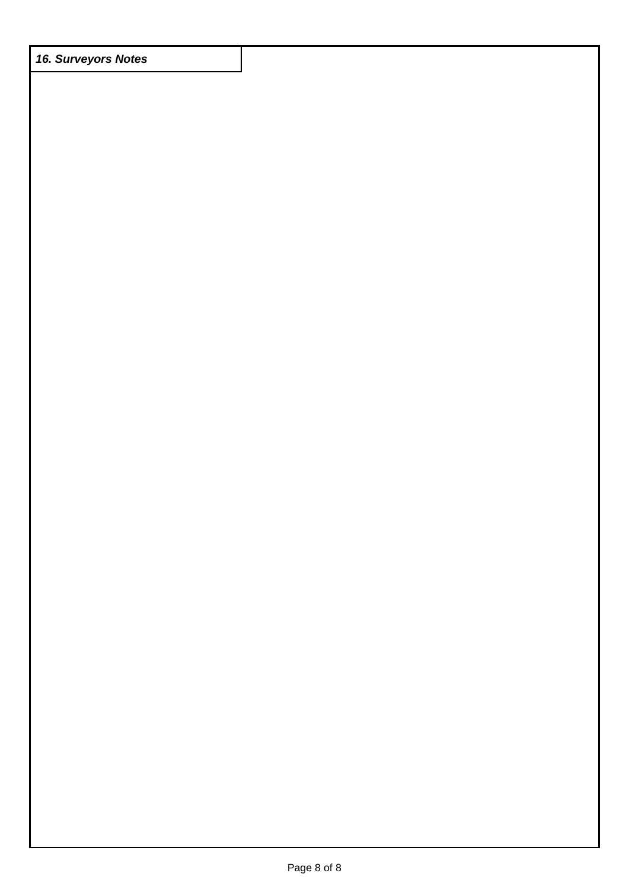***16. Surveyors Notes***